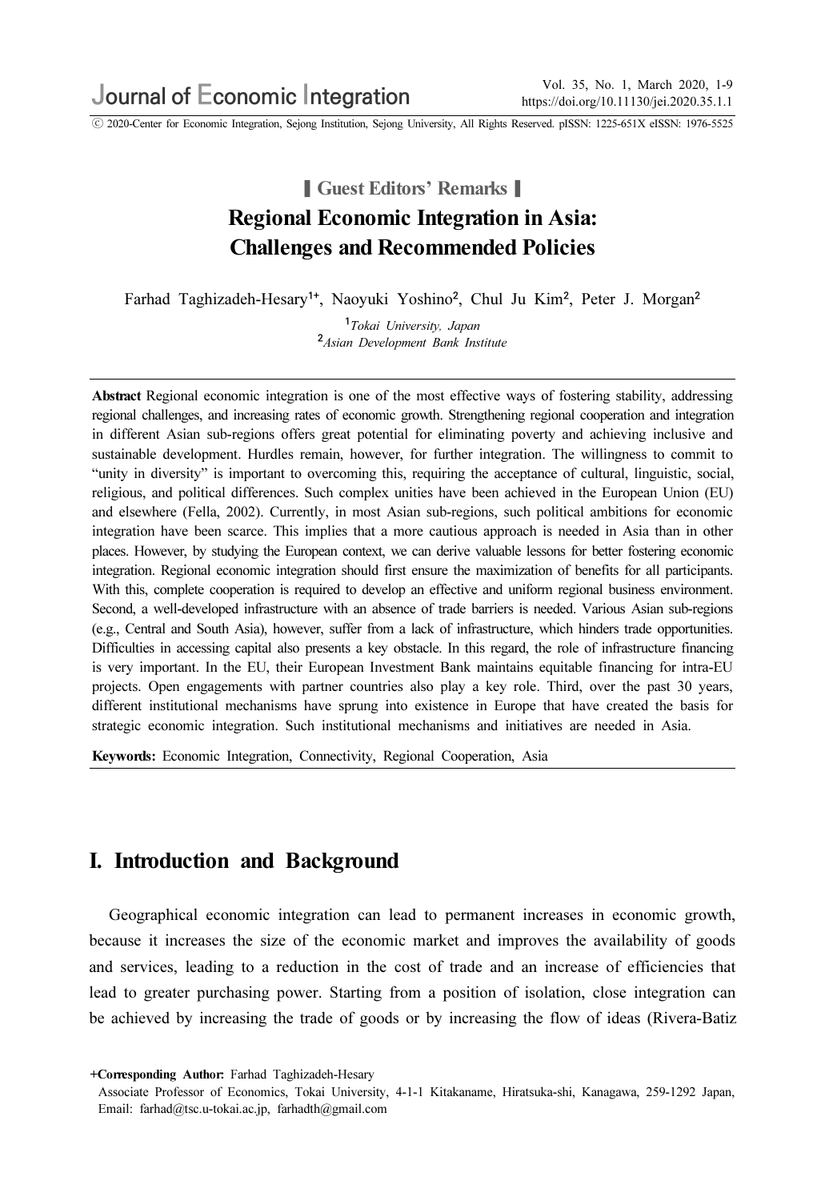▌Guest Editors' Remarks▐

# Regional Economic Integration in Asia: Challenges and Recommended Policies

Farhad Taghizadeh-Hesary[1+], Naoyuki Yoshino[2], Chul Ju Kim[2], Peter J. Morgan[2]

[1]*Tokai University, Japan*
[2]*Asian Development Bank Institute*

**Abstract** Regional economic integration is one of the most effective ways of fostering stability, addressing regional challenges, and increasing rates of economic growth. Strengthening regional cooperation and integration in different Asian sub-regions offers great potential for eliminating poverty and achieving inclusive and sustainable development. Hurdles remain, however, for further integration. The willingness to commit to "unity in diversity" is important to overcoming this, requiring the acceptance of cultural, linguistic, social, religious, and political differences. Such complex unities have been achieved in the European Union (EU) and elsewhere (Fella, 2002). Currently, in most Asian sub-regions, such political ambitions for economic integration have been scarce. This implies that a more cautious approach is needed in Asia than in other places. However, by studying the European context, we can derive valuable lessons for better fostering economic integration. Regional economic integration should first ensure the maximization of benefits for all participants. With this, complete cooperation is required to develop an effective and uniform regional business environment. Second, a well-developed infrastructure with an absence of trade barriers is needed. Various Asian sub-regions (e.g., Central and South Asia), however, suffer from a lack of infrastructure, which hinders trade opportunities. Difficulties in accessing capital also presents a key obstacle. In this regard, the role of infrastructure financing is very important. In the EU, their European Investment Bank maintains equitable financing for intra-EU projects. Open engagements with partner countries also play a key role. Third, over the past 30 years, different institutional mechanisms have sprung into existence in Europe that have created the basis for strategic economic integration. Such institutional mechanisms and initiatives are needed in Asia.

**Keywords:** Economic Integration, Connectivity, Regional Cooperation, Asia

## I. Introduction and Background

Geographical economic integration can lead to permanent increases in economic growth, because it increases the size of the economic market and improves the availability of goods and services, leading to a reduction in the cost of trade and an increase of efficiencies that lead to greater purchasing power. Starting from a position of isolation, close integration can be achieved by increasing the trade of goods or by increasing the flow of ideas (Rivera-Batiz

+**Corresponding Author:** Farhad Taghizadeh-Hesary
Associate Professor of Economics, Tokai University, 4-1-1 Kitakaname, Hiratsuka-shi, Kanagawa, 259-1292 Japan, Email: farhad@tsc.u-tokai.ac.jp, farhadth@gmail.com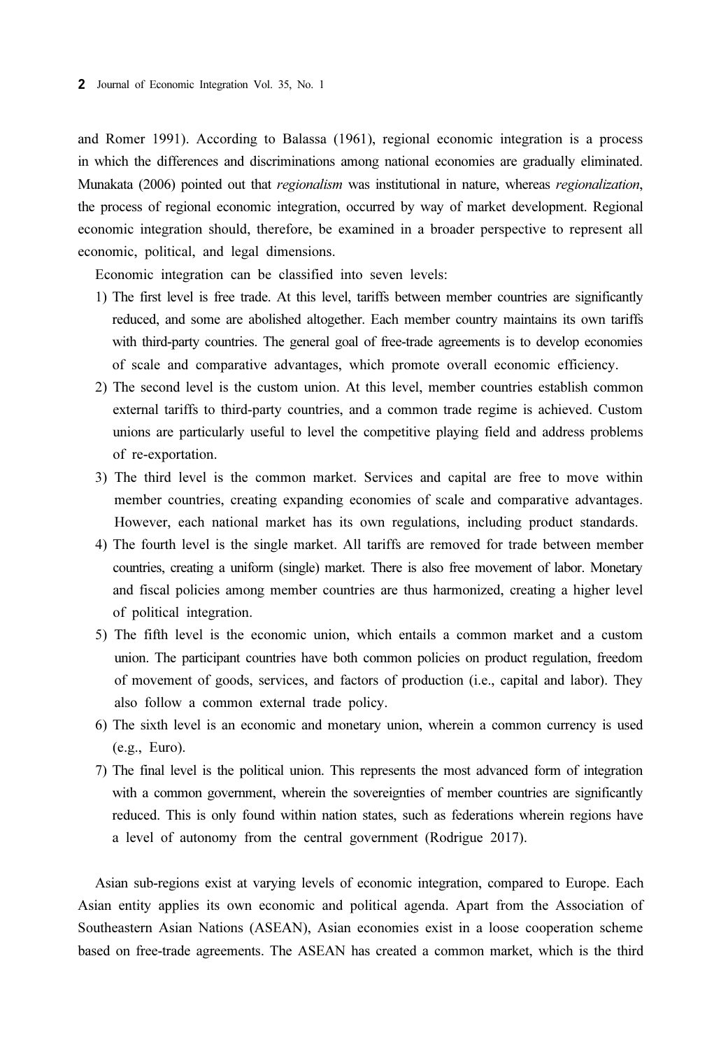and Romer 1991). According to Balassa (1961), regional economic integration is a process in which the differences and discriminations among national economies are gradually eliminated. Munakata (2006) pointed out that *regionalism* was institutional in nature, whereas *regionalization*, the process of regional economic integration, occurred by way of market development. Regional economic integration should, therefore, be examined in a broader perspective to represent all economic, political, and legal dimensions.

Economic integration can be classified into seven levels:

1) The first level is free trade. At this level, tariffs between member countries are significantly reduced, and some are abolished altogether. Each member country maintains its own tariffs with third-party countries. The general goal of free-trade agreements is to develop economies of scale and comparative advantages, which promote overall economic efficiency.
2) The second level is the custom union. At this level, member countries establish common external tariffs to third-party countries, and a common trade regime is achieved. Custom unions are particularly useful to level the competitive playing field and address problems of re-exportation.
3) The third level is the common market. Services and capital are free to move within member countries, creating expanding economies of scale and comparative advantages. However, each national market has its own regulations, including product standards.
4) The fourth level is the single market. All tariffs are removed for trade between member countries, creating a uniform (single) market. There is also free movement of labor. Monetary and fiscal policies among member countries are thus harmonized, creating a higher level of political integration.
5) The fifth level is the economic union, which entails a common market and a custom union. The participant countries have both common policies on product regulation, freedom of movement of goods, services, and factors of production (i.e., capital and labor). They also follow a common external trade policy.
6) The sixth level is an economic and monetary union, wherein a common currency is used (e.g., Euro).
7) The final level is the political union. This represents the most advanced form of integration with a common government, wherein the sovereignties of member countries are significantly reduced. This is only found within nation states, such as federations wherein regions have a level of autonomy from the central government (Rodrigue 2017).

Asian sub-regions exist at varying levels of economic integration, compared to Europe. Each Asian entity applies its own economic and political agenda. Apart from the Association of Southeastern Asian Nations (ASEAN), Asian economies exist in a loose cooperation scheme based on free-trade agreements. The ASEAN has created a common market, which is the third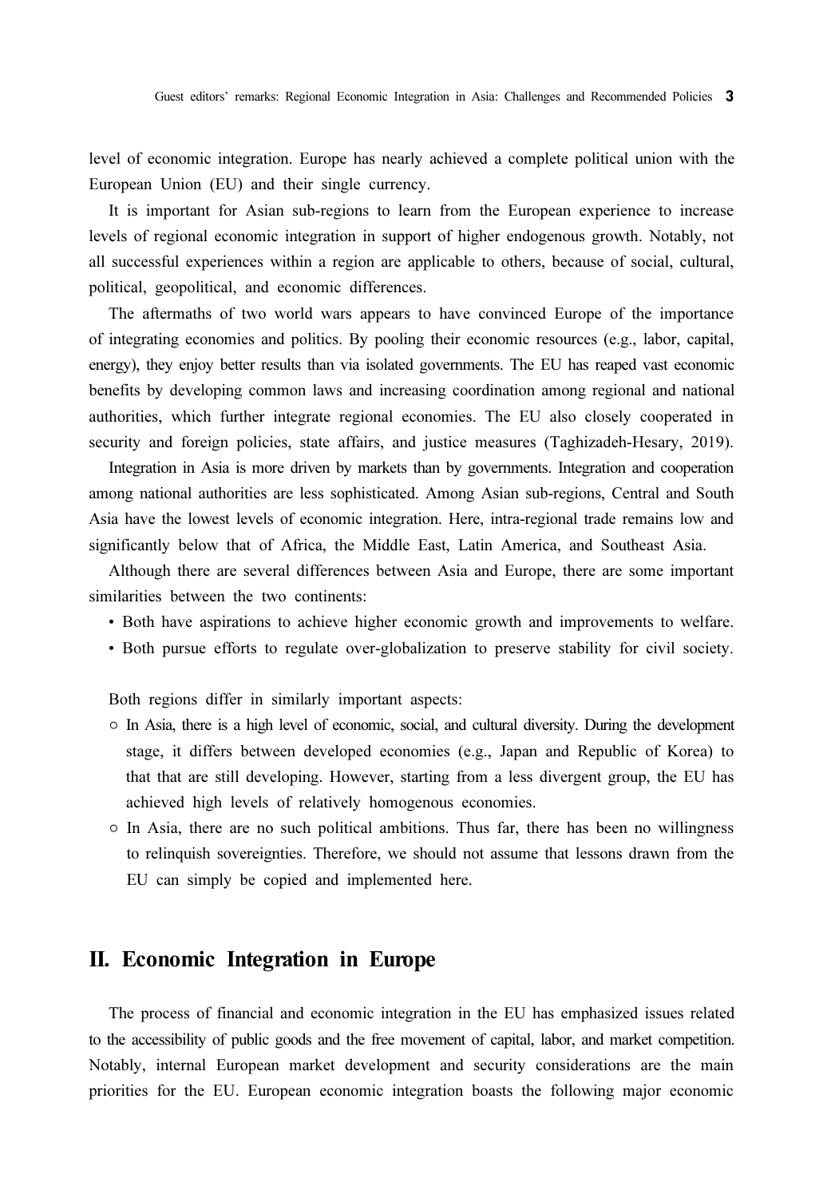level of economic integration. Europe has nearly achieved a complete political union with the European Union (EU) and their single currency.

It is important for Asian sub-regions to learn from the European experience to increase levels of regional economic integration in support of higher endogenous growth. Notably, not all successful experiences within a region are applicable to others, because of social, cultural, political, geopolitical, and economic differences.

The aftermaths of two world wars appears to have convinced Europe of the importance of integrating economies and politics. By pooling their economic resources (e.g., labor, capital, energy), they enjoy better results than via isolated governments. The EU has reaped vast economic benefits by developing common laws and increasing coordination among regional and national authorities, which further integrate regional economies. The EU also closely cooperated in security and foreign policies, state affairs, and justice measures (Taghizadeh-Hesary, 2019).

Integration in Asia is more driven by markets than by governments. Integration and cooperation among national authorities are less sophisticated. Among Asian sub-regions, Central and South Asia have the lowest levels of economic integration. Here, intra-regional trade remains low and significantly below that of Africa, the Middle East, Latin America, and Southeast Asia.

Although there are several differences between Asia and Europe, there are some important similarities between the two continents:

- Both have aspirations to achieve higher economic growth and improvements to welfare.
- Both pursue efforts to regulate over-globalization to preserve stability for civil society.

Both regions differ in similarly important aspects:

- In Asia, there is a high level of economic, social, and cultural diversity. During the development stage, it differs between developed economies (e.g., Japan and Republic of Korea) to that that are still developing. However, starting from a less divergent group, the EU has achieved high levels of relatively homogenous economies.
- In Asia, there are no such political ambitions. Thus far, there has been no willingness to relinquish sovereignties. Therefore, we should not assume that lessons drawn from the EU can simply be copied and implemented here.

## II. Economic Integration in Europe

The process of financial and economic integration in the EU has emphasized issues related to the accessibility of public goods and the free movement of capital, labor, and market competition. Notably, internal European market development and security considerations are the main priorities for the EU. European economic integration boasts the following major economic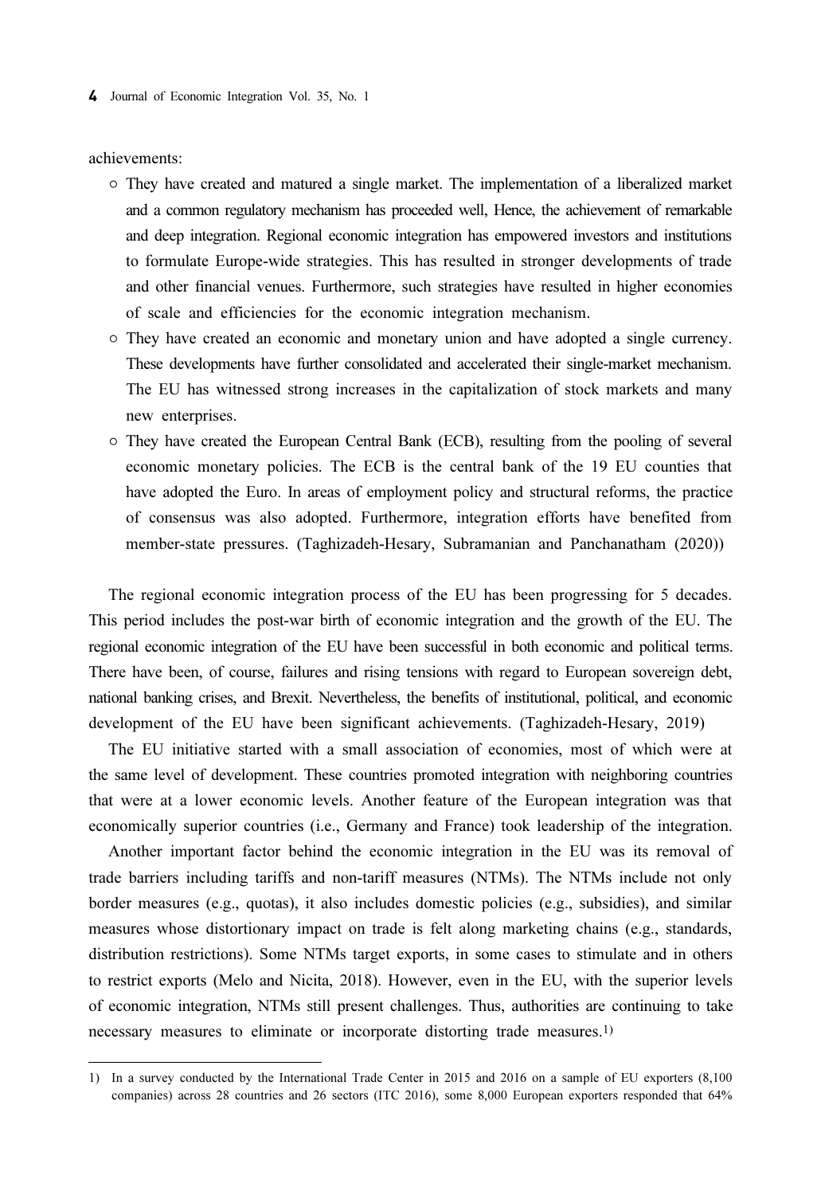achievements:

- They have created and matured a single market. The implementation of a liberalized market and a common regulatory mechanism has proceeded well, Hence, the achievement of remarkable and deep integration. Regional economic integration has empowered investors and institutions to formulate Europe-wide strategies. This has resulted in stronger developments of trade and other financial venues. Furthermore, such strategies have resulted in higher economies of scale and efficiencies for the economic integration mechanism.
- They have created an economic and monetary union and have adopted a single currency. These developments have further consolidated and accelerated their single-market mechanism. The EU has witnessed strong increases in the capitalization of stock markets and many new enterprises.
- They have created the European Central Bank (ECB), resulting from the pooling of several economic monetary policies. The ECB is the central bank of the 19 EU counties that have adopted the Euro. In areas of employment policy and structural reforms, the practice of consensus was also adopted. Furthermore, integration efforts have benefited from member-state pressures. (Taghizadeh-Hesary, Subramanian and Panchanatham (2020))

The regional economic integration process of the EU has been progressing for 5 decades. This period includes the post-war birth of economic integration and the growth of the EU. The regional economic integration of the EU have been successful in both economic and political terms. There have been, of course, failures and rising tensions with regard to European sovereign debt, national banking crises, and Brexit. Nevertheless, the benefits of institutional, political, and economic development of the EU have been significant achievements. (Taghizadeh-Hesary, 2019)

The EU initiative started with a small association of economies, most of which were at the same level of development. These countries promoted integration with neighboring countries that were at a lower economic levels. Another feature of the European integration was that economically superior countries (i.e., Germany and France) took leadership of the integration.

Another important factor behind the economic integration in the EU was its removal of trade barriers including tariffs and non-tariff measures (NTMs). The NTMs include not only border measures (e.g., quotas), it also includes domestic policies (e.g., subsidies), and similar measures whose distortionary impact on trade is felt along marketing chains (e.g., standards, distribution restrictions). Some NTMs target exports, in some cases to stimulate and in others to restrict exports (Melo and Nicita, 2018). However, even in the EU, with the superior levels of economic integration, NTMs still present challenges. Thus, authorities are continuing to take necessary measures to eliminate or incorporate distorting trade measures.[1)]

---

1) In a survey conducted by the International Trade Center in 2015 and 2016 on a sample of EU exporters (8,100 companies) across 28 countries and 26 sectors (ITC 2016), some 8,000 European exporters responded that 64%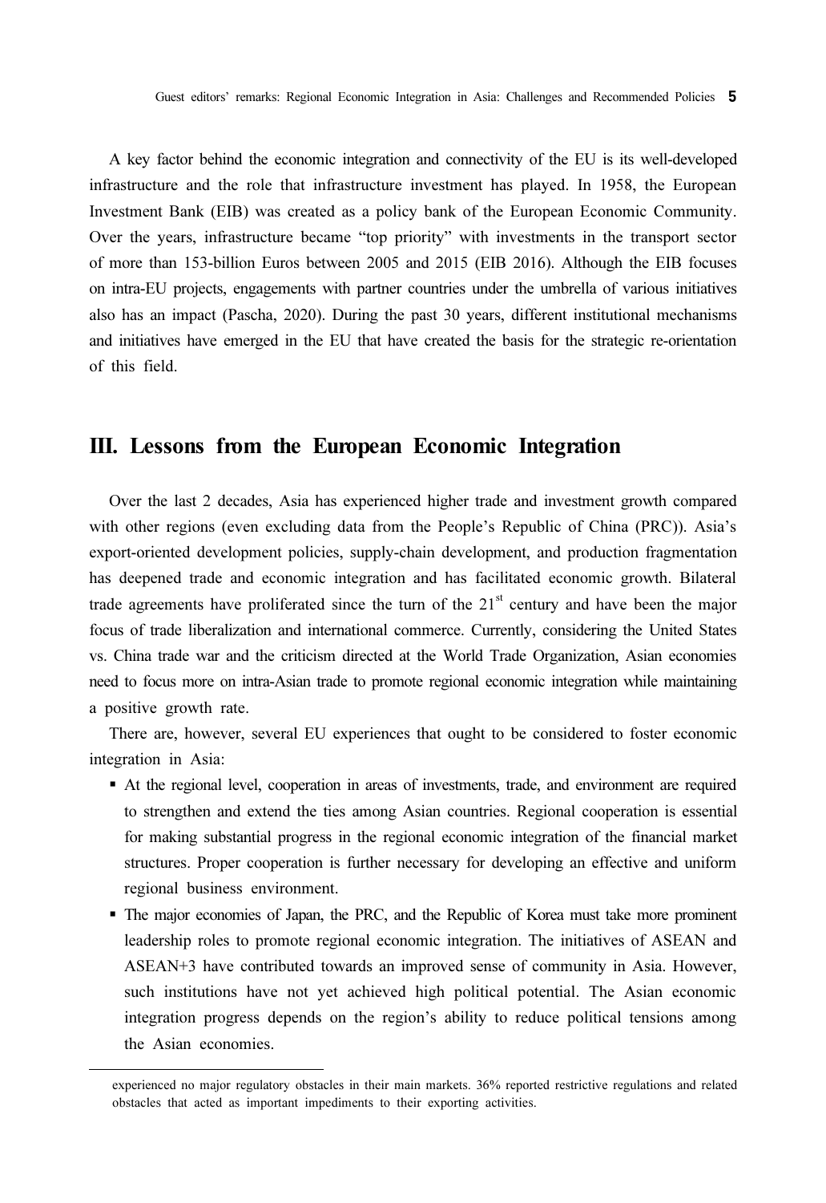A key factor behind the economic integration and connectivity of the EU is its well-developed infrastructure and the role that infrastructure investment has played. In 1958, the European Investment Bank (EIB) was created as a policy bank of the European Economic Community. Over the years, infrastructure became "top priority" with investments in the transport sector of more than 153-billion Euros between 2005 and 2015 (EIB 2016). Although the EIB focuses on intra-EU projects, engagements with partner countries under the umbrella of various initiatives also has an impact (Pascha, 2020). During the past 30 years, different institutional mechanisms and initiatives have emerged in the EU that have created the basis for the strategic re-orientation of this field.

## III. Lessons from the European Economic Integration

Over the last 2 decades, Asia has experienced higher trade and investment growth compared with other regions (even excluding data from the People's Republic of China (PRC)). Asia's export-oriented development policies, supply-chain development, and production fragmentation has deepened trade and economic integration and has facilitated economic growth. Bilateral trade agreements have proliferated since the turn of the 21st century and have been the major focus of trade liberalization and international commerce. Currently, considering the United States vs. China trade war and the criticism directed at the World Trade Organization, Asian economies need to focus more on intra-Asian trade to promote regional economic integration while maintaining a positive growth rate.

There are, however, several EU experiences that ought to be considered to foster economic integration in Asia:

- At the regional level, cooperation in areas of investments, trade, and environment are required to strengthen and extend the ties among Asian countries. Regional cooperation is essential for making substantial progress in the regional economic integration of the financial market structures. Proper cooperation is further necessary for developing an effective and uniform regional business environment.
- The major economies of Japan, the PRC, and the Republic of Korea must take more prominent leadership roles to promote regional economic integration. The initiatives of ASEAN and ASEAN+3 have contributed towards an improved sense of community in Asia. However, such institutions have not yet achieved high political potential. The Asian economic integration progress depends on the region's ability to reduce political tensions among the Asian economies.

---

experienced no major regulatory obstacles in their main markets. 36% reported restrictive regulations and related obstacles that acted as important impediments to their exporting activities.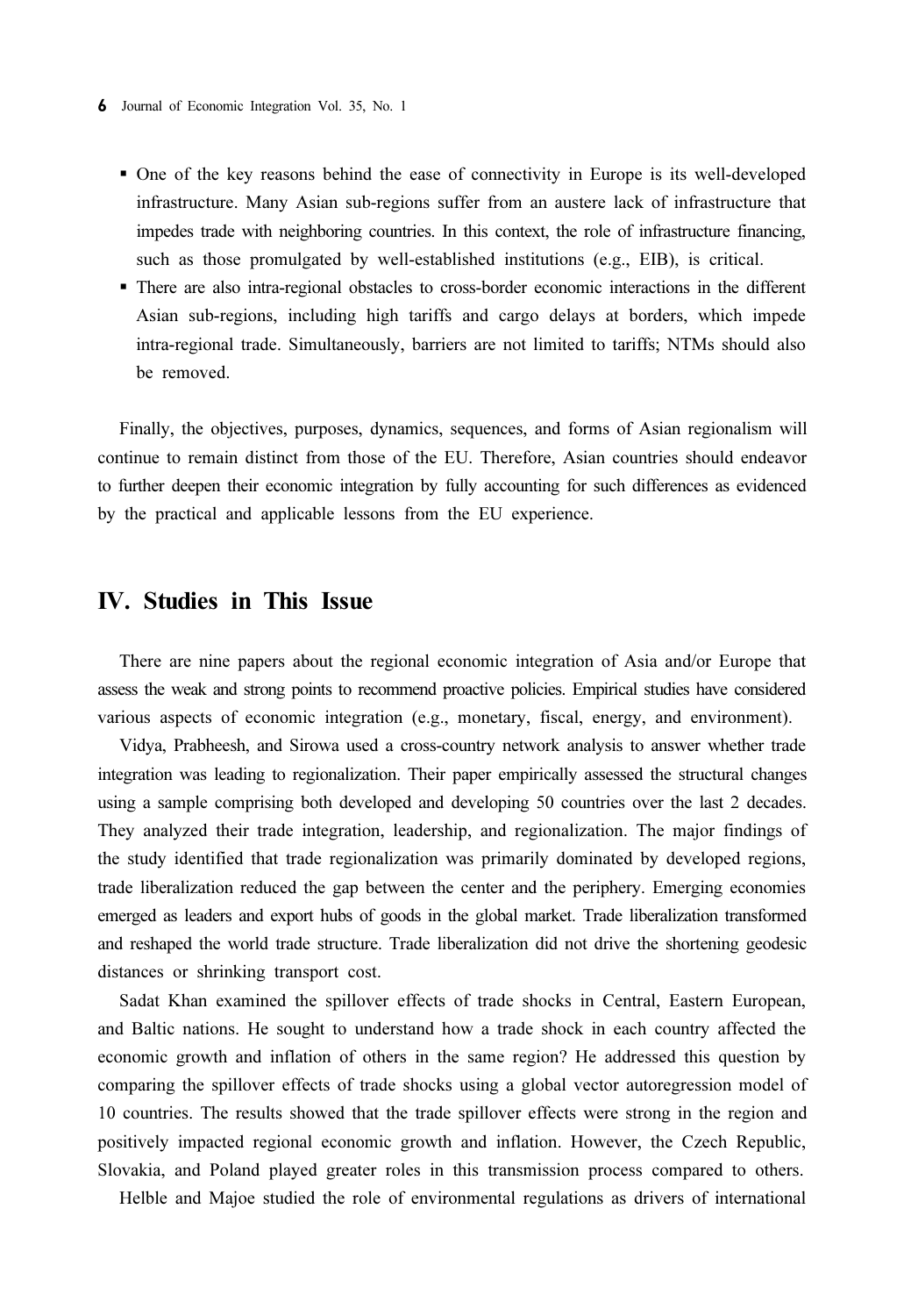- One of the key reasons behind the ease of connectivity in Europe is its well-developed infrastructure. Many Asian sub-regions suffer from an austere lack of infrastructure that impedes trade with neighboring countries. In this context, the role of infrastructure financing, such as those promulgated by well-established institutions (e.g., EIB), is critical.
- There are also intra-regional obstacles to cross-border economic interactions in the different Asian sub-regions, including high tariffs and cargo delays at borders, which impede intra-regional trade. Simultaneously, barriers are not limited to tariffs; NTMs should also be removed.

Finally, the objectives, purposes, dynamics, sequences, and forms of Asian regionalism will continue to remain distinct from those of the EU. Therefore, Asian countries should endeavor to further deepen their economic integration by fully accounting for such differences as evidenced by the practical and applicable lessons from the EU experience.

## IV. Studies in This Issue

There are nine papers about the regional economic integration of Asia and/or Europe that assess the weak and strong points to recommend proactive policies. Empirical studies have considered various aspects of economic integration (e.g., monetary, fiscal, energy, and environment).

Vidya, Prabheesh, and Sirowa used a cross-country network analysis to answer whether trade integration was leading to regionalization. Their paper empirically assessed the structural changes using a sample comprising both developed and developing 50 countries over the last 2 decades. They analyzed their trade integration, leadership, and regionalization. The major findings of the study identified that trade regionalization was primarily dominated by developed regions, trade liberalization reduced the gap between the center and the periphery. Emerging economies emerged as leaders and export hubs of goods in the global market. Trade liberalization transformed and reshaped the world trade structure. Trade liberalization did not drive the shortening geodesic distances or shrinking transport cost.

Sadat Khan examined the spillover effects of trade shocks in Central, Eastern European, and Baltic nations. He sought to understand how a trade shock in each country affected the economic growth and inflation of others in the same region? He addressed this question by comparing the spillover effects of trade shocks using a global vector autoregression model of 10 countries. The results showed that the trade spillover effects were strong in the region and positively impacted regional economic growth and inflation. However, the Czech Republic, Slovakia, and Poland played greater roles in this transmission process compared to others.

Helble and Majoe studied the role of environmental regulations as drivers of international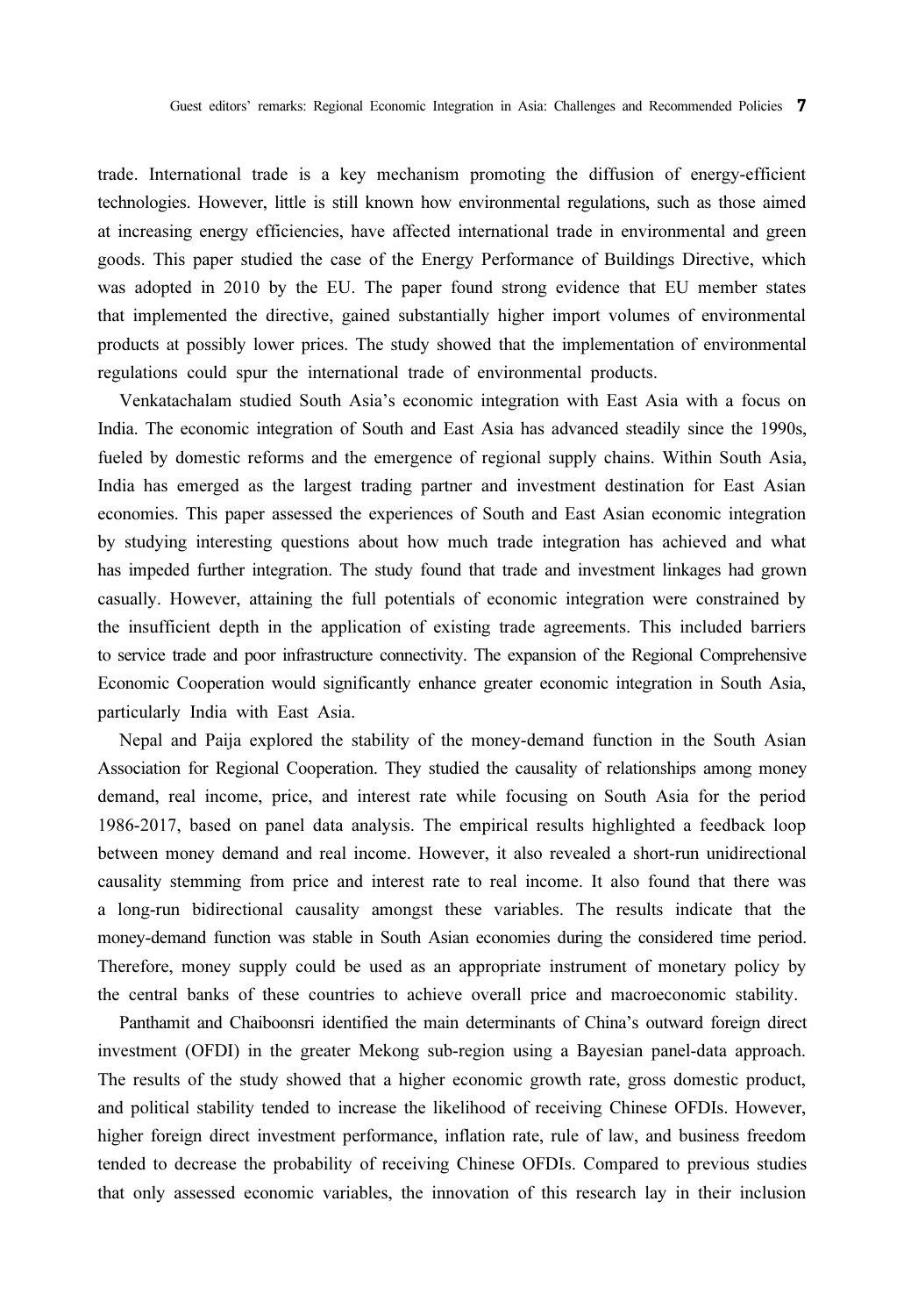trade. International trade is a key mechanism promoting the diffusion of energy-efficient technologies. However, little is still known how environmental regulations, such as those aimed at increasing energy efficiencies, have affected international trade in environmental and green goods. This paper studied the case of the Energy Performance of Buildings Directive, which was adopted in 2010 by the EU. The paper found strong evidence that EU member states that implemented the directive, gained substantially higher import volumes of environmental products at possibly lower prices. The study showed that the implementation of environmental regulations could spur the international trade of environmental products.

Venkatachalam studied South Asia's economic integration with East Asia with a focus on India. The economic integration of South and East Asia has advanced steadily since the 1990s, fueled by domestic reforms and the emergence of regional supply chains. Within South Asia, India has emerged as the largest trading partner and investment destination for East Asian economies. This paper assessed the experiences of South and East Asian economic integration by studying interesting questions about how much trade integration has achieved and what has impeded further integration. The study found that trade and investment linkages had grown casually. However, attaining the full potentials of economic integration were constrained by the insufficient depth in the application of existing trade agreements. This included barriers to service trade and poor infrastructure connectivity. The expansion of the Regional Comprehensive Economic Cooperation would significantly enhance greater economic integration in South Asia, particularly India with East Asia.

Nepal and Paija explored the stability of the money-demand function in the South Asian Association for Regional Cooperation. They studied the causality of relationships among money demand, real income, price, and interest rate while focusing on South Asia for the period 1986-2017, based on panel data analysis. The empirical results highlighted a feedback loop between money demand and real income. However, it also revealed a short-run unidirectional causality stemming from price and interest rate to real income. It also found that there was a long-run bidirectional causality amongst these variables. The results indicate that the money-demand function was stable in South Asian economies during the considered time period. Therefore, money supply could be used as an appropriate instrument of monetary policy by the central banks of these countries to achieve overall price and macroeconomic stability.

Panthamit and Chaiboonsri identified the main determinants of China's outward foreign direct investment (OFDI) in the greater Mekong sub-region using a Bayesian panel-data approach. The results of the study showed that a higher economic growth rate, gross domestic product, and political stability tended to increase the likelihood of receiving Chinese OFDIs. However, higher foreign direct investment performance, inflation rate, rule of law, and business freedom tended to decrease the probability of receiving Chinese OFDIs. Compared to previous studies that only assessed economic variables, the innovation of this research lay in their inclusion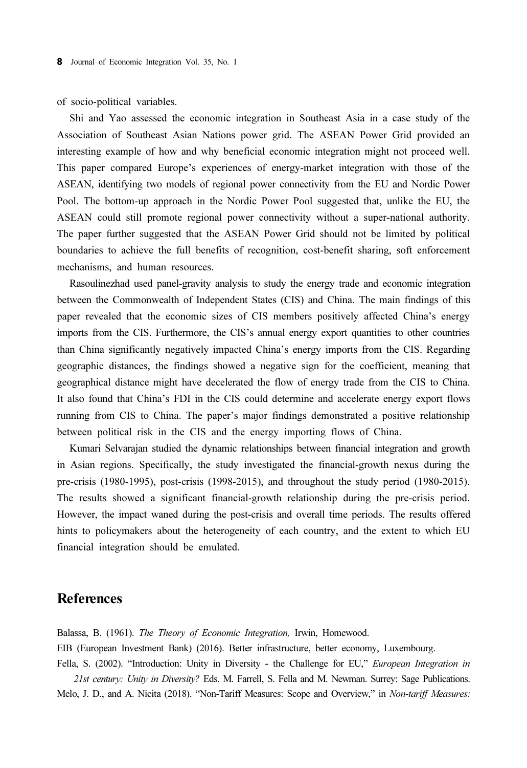of socio-political variables.

Shi and Yao assessed the economic integration in Southeast Asia in a case study of the Association of Southeast Asian Nations power grid. The ASEAN Power Grid provided an interesting example of how and why beneficial economic integration might not proceed well. This paper compared Europe's experiences of energy-market integration with those of the ASEAN, identifying two models of regional power connectivity from the EU and Nordic Power Pool. The bottom-up approach in the Nordic Power Pool suggested that, unlike the EU, the ASEAN could still promote regional power connectivity without a super-national authority. The paper further suggested that the ASEAN Power Grid should not be limited by political boundaries to achieve the full benefits of recognition, cost-benefit sharing, soft enforcement mechanisms, and human resources.

Rasoulinezhad used panel-gravity analysis to study the energy trade and economic integration between the Commonwealth of Independent States (CIS) and China. The main findings of this paper revealed that the economic sizes of CIS members positively affected China's energy imports from the CIS. Furthermore, the CIS's annual energy export quantities to other countries than China significantly negatively impacted China's energy imports from the CIS. Regarding geographic distances, the findings showed a negative sign for the coefficient, meaning that geographical distance might have decelerated the flow of energy trade from the CIS to China. It also found that China's FDI in the CIS could determine and accelerate energy export flows running from CIS to China. The paper's major findings demonstrated a positive relationship between political risk in the CIS and the energy importing flows of China.

Kumari Selvarajan studied the dynamic relationships between financial integration and growth in Asian regions. Specifically, the study investigated the financial-growth nexus during the pre-crisis (1980-1995), post-crisis (1998-2015), and throughout the study period (1980-2015). The results showed a significant financial-growth relationship during the pre-crisis period. However, the impact waned during the post-crisis and overall time periods. The results offered hints to policymakers about the heterogeneity of each country, and the extent to which EU financial integration should be emulated.

## References

Balassa, B. (1961). *The Theory of Economic Integration,* Irwin, Homewood.

EIB (European Investment Bank) (2016). Better infrastructure, better economy, Luxembourg.

Fella, S. (2002). "Introduction: Unity in Diversity - the Challenge for EU," *European Integration in 21st century: Unity in Diversity?* Eds. M. Farrell, S. Fella and M. Newman. Surrey: Sage Publications.

Melo, J. D., and A. Nicita (2018). "Non-Tariff Measures: Scope and Overview," in *Non-tariff Measures:*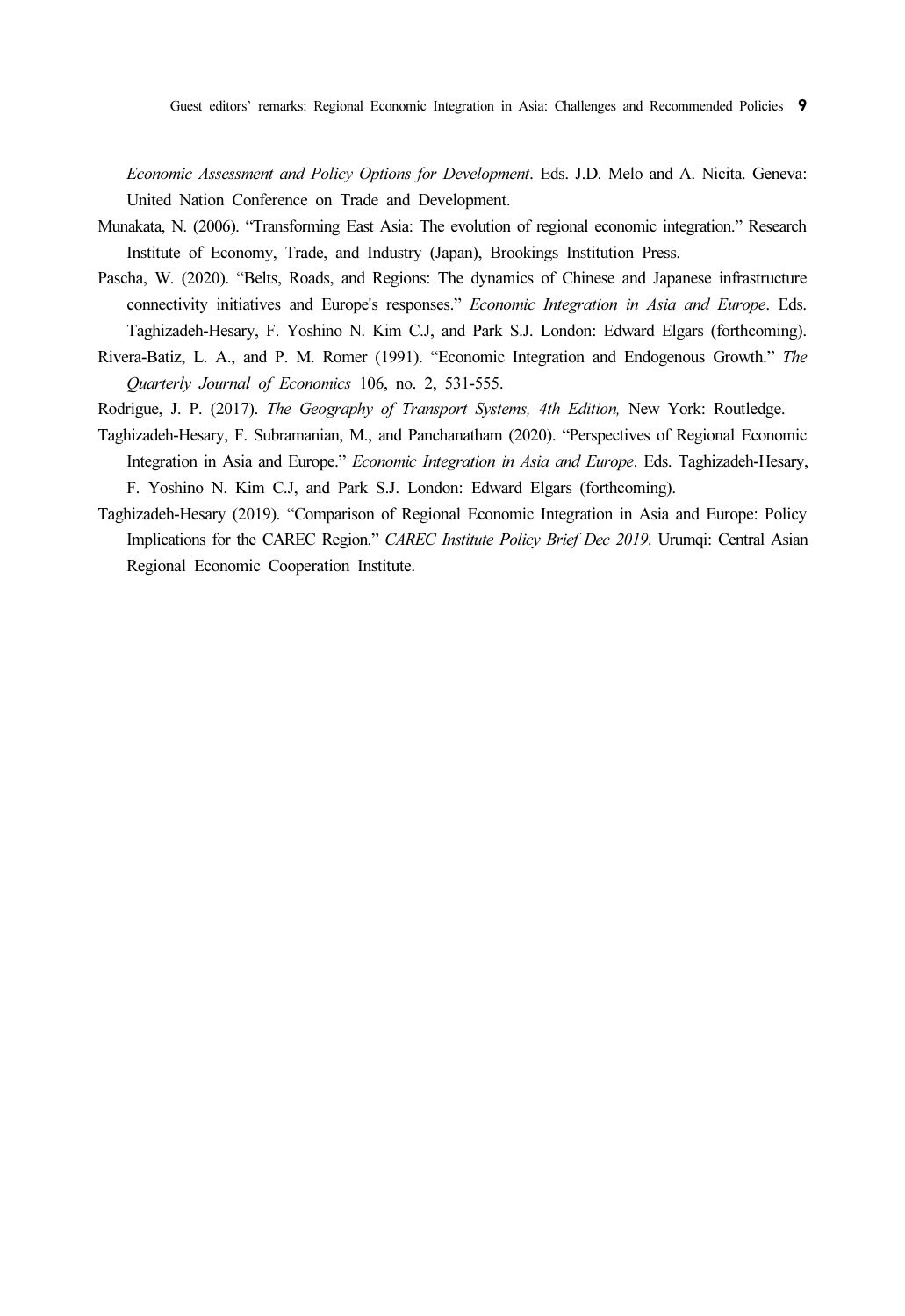*Economic Assessment and Policy Options for Development*. Eds. J.D. Melo and A. Nicita. Geneva: United Nation Conference on Trade and Development.

Munakata, N. (2006). “Transforming East Asia: The evolution of regional economic integration.” Research Institute of Economy, Trade, and Industry (Japan), Brookings Institution Press.

Pascha, W. (2020). “Belts, Roads, and Regions: The dynamics of Chinese and Japanese infrastructure connectivity initiatives and Europe's responses.” *Economic Integration in Asia and Europe*. Eds. Taghizadeh-Hesary, F. Yoshino N. Kim C.J, and Park S.J. London: Edward Elgars (forthcoming).

Rivera-Batiz, L. A., and P. M. Romer (1991). “Economic Integration and Endogenous Growth.” *The Quarterly Journal of Economics* 106, no. 2, 531-555.

Rodrigue, J. P. (2017). *The Geography of Transport Systems, 4th Edition,* New York: Routledge.

Taghizadeh-Hesary, F. Subramanian, M., and Panchanatham (2020). “Perspectives of Regional Economic Integration in Asia and Europe.” *Economic Integration in Asia and Europe*. Eds. Taghizadeh-Hesary, F. Yoshino N. Kim C.J, and Park S.J. London: Edward Elgars (forthcoming).

Taghizadeh-Hesary (2019). “Comparison of Regional Economic Integration in Asia and Europe: Policy Implications for the CAREC Region.” *CAREC Institute Policy Brief Dec 2019*. Urumqi: Central Asian Regional Economic Cooperation Institute.